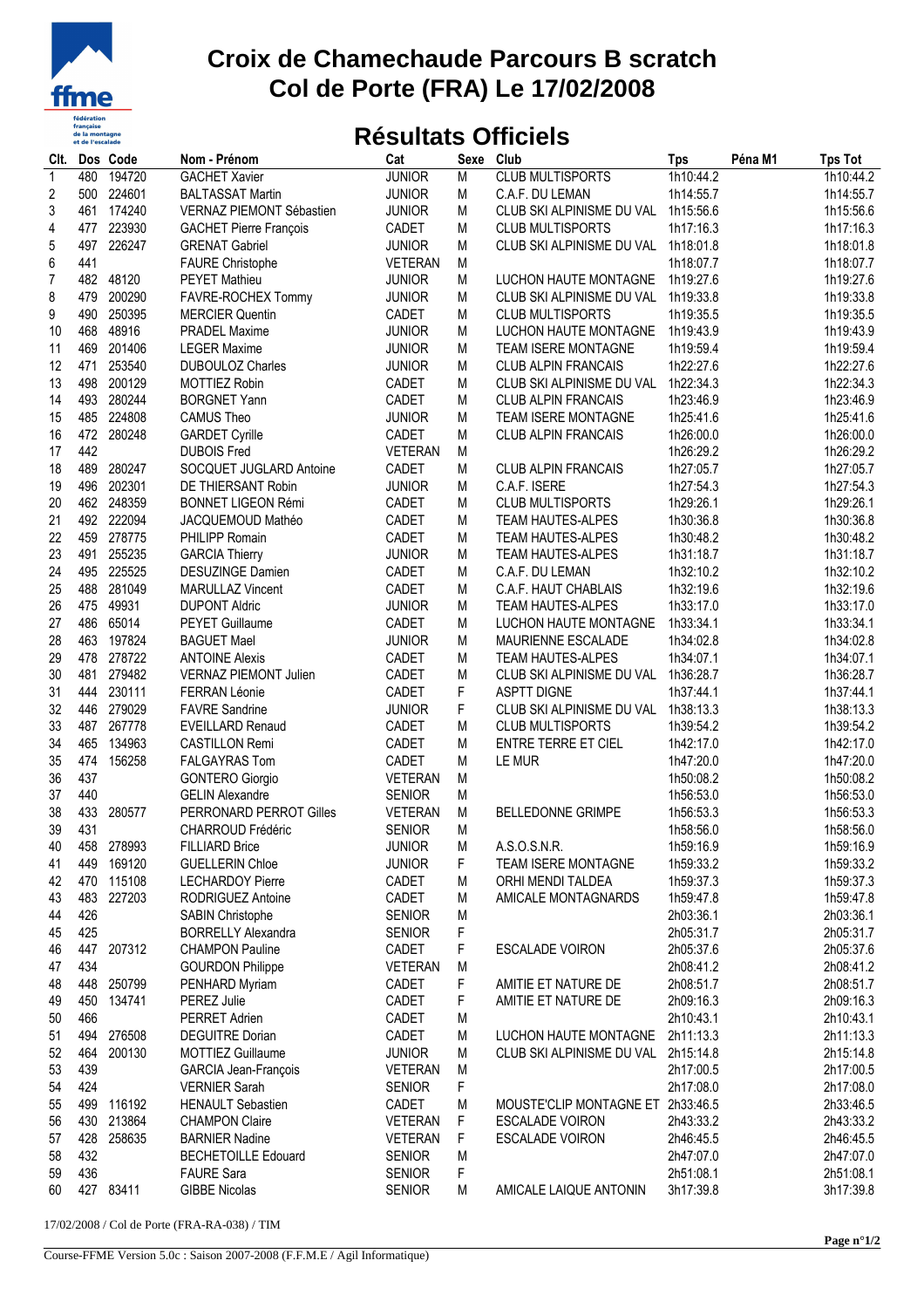# Croix de Chamechaude Parcours B scratch
# Col de Porte (FRA) Le 17/02/2008

## Résultats Officiels

| Clt. | Dos | Code | Nom - Prénom | Cat | Sexe | Club | Tps | Péna M1 | Tps Tot |
|---|---|---|---|---|---|---|---|---|---|
| 1 | 480 | 194720 | GACHET Xavier | JUNIOR | M | CLUB MULTISPORTS | 1h10:44.2 | | 1h10:44.2 |
| 2 | 500 | 224601 | BALTASSAT Martin | JUNIOR | M | C.A.F. DU LEMAN | 1h14:55.7 | | 1h14:55.7 |
| 3 | 461 | 174240 | VERNAZ PIEMONT Sébastien | JUNIOR | M | CLUB SKI ALPINISME DU VAL | 1h15:56.6 | | 1h15:56.6 |
| 4 | 477 | 223930 | GACHET Pierre François | CADET | M | CLUB MULTISPORTS | 1h17:16.3 | | 1h17:16.3 |
| 5 | 497 | 226247 | GRENAT Gabriel | JUNIOR | M | CLUB SKI ALPINISME DU VAL | 1h18:01.8 | | 1h18:01.8 |
| 6 | 441 | | FAURE Christophe | VETERAN | M | | 1h18:07.7 | | 1h18:07.7 |
| 7 | 482 | 48120 | PEYET Mathieu | JUNIOR | M | LUCHON HAUTE MONTAGNE | 1h19:27.6 | | 1h19:27.6 |
| 8 | 479 | 200290 | FAVRE-ROCHEX Tommy | JUNIOR | M | CLUB SKI ALPINISME DU VAL | 1h19:33.8 | | 1h19:33.8 |
| 9 | 490 | 250395 | MERCIER Quentin | CADET | M | CLUB MULTISPORTS | 1h19:35.5 | | 1h19:35.5 |
| 10 | 468 | 48916 | PRADEL Maxime | JUNIOR | M | LUCHON HAUTE MONTAGNE | 1h19:43.9 | | 1h19:43.9 |
| 11 | 469 | 201406 | LEGER Maxime | JUNIOR | M | TEAM ISERE MONTAGNE | 1h19:59.4 | | 1h19:59.4 |
| 12 | 471 | 253540 | DUBOULOZ Charles | JUNIOR | M | CLUB ALPIN FRANCAIS | 1h22:27.6 | | 1h22:27.6 |
| 13 | 498 | 200129 | MOTTIEZ Robin | CADET | M | CLUB SKI ALPINISME DU VAL | 1h22:34.3 | | 1h22:34.3 |
| 14 | 493 | 280244 | BORGNET Yann | CADET | M | CLUB ALPIN FRANCAIS | 1h23:46.9 | | 1h23:46.9 |
| 15 | 485 | 224808 | CAMUS Theo | JUNIOR | M | TEAM ISERE MONTAGNE | 1h25:41.6 | | 1h25:41.6 |
| 16 | 472 | 280248 | GARDET Cyrille | CADET | M | CLUB ALPIN FRANCAIS | 1h26:00.0 | | 1h26:00.0 |
| 17 | 442 | | DUBOIS Fred | VETERAN | M | | 1h26:29.2 | | 1h26:29.2 |
| 18 | 489 | 280247 | SOCQUET JUGLARD Antoine | CADET | M | CLUB ALPIN FRANCAIS | 1h27:05.7 | | 1h27:05.7 |
| 19 | 496 | 202301 | DE THIERSANT Robin | JUNIOR | M | C.A.F. ISERE | 1h27:54.3 | | 1h27:54.3 |
| 20 | 462 | 248359 | BONNET LIGEON Rémi | CADET | M | CLUB MULTISPORTS | 1h29:26.1 | | 1h29:26.1 |
| 21 | 492 | 222094 | JACQUEMOUD Mathéo | CADET | M | TEAM HAUTES-ALPES | 1h30:36.8 | | 1h30:36.8 |
| 22 | 459 | 278775 | PHILIPP Romain | CADET | M | TEAM HAUTES-ALPES | 1h30:48.2 | | 1h30:48.2 |
| 23 | 491 | 255235 | GARCIA Thierry | JUNIOR | M | TEAM HAUTES-ALPES | 1h31:18.7 | | 1h31:18.7 |
| 24 | 495 | 225525 | DESUZINGE Damien | CADET | M | C.A.F. DU LEMAN | 1h32:10.2 | | 1h32:10.2 |
| 25 | 488 | 281049 | MARULLAZ Vincent | CADET | M | C.A.F. HAUT CHABLAIS | 1h32:19.6 | | 1h32:19.6 |
| 26 | 475 | 49931 | DUPONT Aldric | JUNIOR | M | TEAM HAUTES-ALPES | 1h33:17.0 | | 1h33:17.0 |
| 27 | 486 | 65014 | PEYET Guillaume | CADET | M | LUCHON HAUTE MONTAGNE | 1h33:34.1 | | 1h33:34.1 |
| 28 | 463 | 197824 | BAGUET Mael | JUNIOR | M | MAURIENNE ESCALADE | 1h34:02.8 | | 1h34:02.8 |
| 29 | 478 | 278722 | ANTOINE Alexis | CADET | M | TEAM HAUTES-ALPES | 1h34:07.1 | | 1h34:07.1 |
| 30 | 481 | 279482 | VERNAZ PIEMONT Julien | CADET | M | CLUB SKI ALPINISME DU VAL | 1h36:28.7 | | 1h36:28.7 |
| 31 | 444 | 230111 | FERRAN Léonie | CADET | F | ASPTT DIGNE | 1h37:44.1 | | 1h37:44.1 |
| 32 | 446 | 279029 | FAVRE Sandrine | JUNIOR | F | CLUB SKI ALPINISME DU VAL | 1h38:13.3 | | 1h38:13.3 |
| 33 | 487 | 267778 | EVEILLARD Renaud | CADET | M | CLUB MULTISPORTS | 1h39:54.2 | | 1h39:54.2 |
| 34 | 465 | 134963 | CASTILLON Remi | CADET | M | ENTRE TERRE ET CIEL | 1h42:17.0 | | 1h42:17.0 |
| 35 | 474 | 156258 | FALGAYRAS Tom | CADET | M | LE MUR | 1h47:20.0 | | 1h47:20.0 |
| 36 | 437 | | GONTERO Giorgio | VETERAN | M | | 1h50:08.2 | | 1h50:08.2 |
| 37 | 440 | | GELIN Alexandre | SENIOR | M | | 1h56:53.0 | | 1h56:53.0 |
| 38 | 433 | 280577 | PERRONARD PERROT Gilles | VETERAN | M | BELLEDONNE GRIMPE | 1h56:53.3 | | 1h56:53.3 |
| 39 | 431 | | CHARROUD Frédéric | SENIOR | M | | 1h58:56.0 | | 1h58:56.0 |
| 40 | 458 | 278993 | FILLIARD Brice | JUNIOR | M | A.S.O.S.N.R. | 1h59:16.9 | | 1h59:16.9 |
| 41 | 449 | 169120 | GUELLERIN Chloe | JUNIOR | F | TEAM ISERE MONTAGNE | 1h59:33.2 | | 1h59:33.2 |
| 42 | 470 | 115108 | LECHARDOY Pierre | CADET | M | ORHI MENDI TALDEA | 1h59:37.3 | | 1h59:37.3 |
| 43 | 483 | 227203 | RODRIGUEZ Antoine | CADET | M | AMICALE MONTAGNARDS | 1h59:47.8 | | 1h59:47.8 |
| 44 | 426 | | SABIN Christophe | SENIOR | M | | 2h03:36.1 | | 2h03:36.1 |
| 45 | 425 | | BORRELLY Alexandra | SENIOR | F | | 2h05:31.7 | | 2h05:31.7 |
| 46 | 447 | 207312 | CHAMPON Pauline | CADET | F | ESCALADE VOIRON | 2h05:37.6 | | 2h05:37.6 |
| 47 | 434 | | GOURDON Philippe | VETERAN | M | | 2h08:41.2 | | 2h08:41.2 |
| 48 | 448 | 250799 | PENHARD Myriam | CADET | F | AMITIE ET NATURE DE | 2h08:51.7 | | 2h08:51.7 |
| 49 | 450 | 134741 | PEREZ Julie | CADET | F | AMITIE ET NATURE DE | 2h09:16.3 | | 2h09:16.3 |
| 50 | 466 | | PERRET Adrien | CADET | M | | 2h10:43.1 | | 2h10:43.1 |
| 51 | 494 | 276508 | DEGUITRE Dorian | CADET | M | LUCHON HAUTE MONTAGNE | 2h11:13.3 | | 2h11:13.3 |
| 52 | 464 | 200130 | MOTTIEZ Guillaume | JUNIOR | M | CLUB SKI ALPINISME DU VAL | 2h15:14.8 | | 2h15:14.8 |
| 53 | 439 | | GARCIA Jean-François | VETERAN | M | | 2h17:00.5 | | 2h17:00.5 |
| 54 | 424 | | VERNIER Sarah | SENIOR | F | | 2h17:08.0 | | 2h17:08.0 |
| 55 | 499 | 116192 | HENAULT Sebastien | CADET | M | MOUSTE'CLIP MONTAGNE ET | 2h33:46.5 | | 2h33:46.5 |
| 56 | 430 | 213864 | CHAMPON Claire | VETERAN | F | ESCALADE VOIRON | 2h43:33.2 | | 2h43:33.2 |
| 57 | 428 | 258635 | BARNIER Nadine | VETERAN | F | ESCALADE VOIRON | 2h46:45.5 | | 2h46:45.5 |
| 58 | 432 | | BECHETOILLE Edouard | SENIOR | M | | 2h47:07.0 | | 2h47:07.0 |
| 59 | 436 | | FAURE Sara | SENIOR | F | | 2h51:08.1 | | 2h51:08.1 |
| 60 | 427 | 83411 | GIBBE Nicolas | SENIOR | M | AMICALE LAIQUE ANTONIN | 3h17:39.8 | | 3h17:39.8 |

17/02/2008 / Col de Porte (FRA-RA-038) / TIM

Course-FFME Version 5.0c : Saison 2007-2008 (F.F.M.E / Agil Informatique)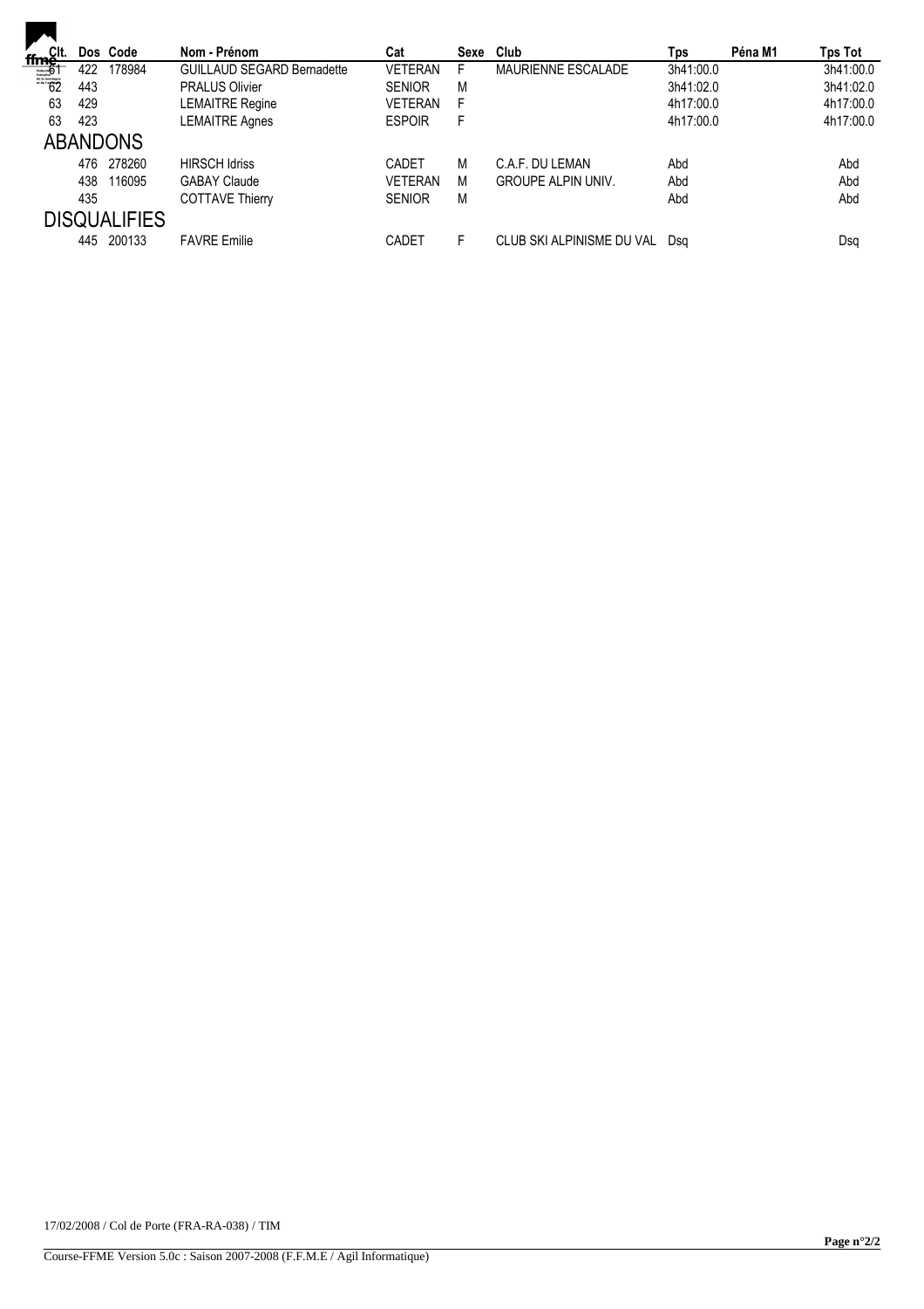| Clt. | Dos | Code | Nom - Prénom | Cat | Sexe | Club | Tps | Péna M1 | Tps Tot |
|---|---|---|---|---|---|---|---|---|---|
| 61 | 422 | 178984 | GUILLAUD SEGARD Bernadette | VETERAN | F | MAURIENNE ESCALADE | 3h41:00.0 | | 3h41:00.0 |
| 62 | 443 | | PRALUS Olivier | SENIOR | M | | 3h41:02.0 | | 3h41:02.0 |
| 63 | 429 | | LEMAITRE Regine | VETERAN | F | | 4h17:00.0 | | 4h17:00.0 |
| 63 | 423 | | LEMAITRE Agnes | ESPOIR | F | | 4h17:00.0 | | 4h17:00.0 |

## ABANDONS

| | Dos | Code | Nom - Prénom | Cat | Sexe | Club | Tps | Péna M1 | Tps Tot |
|---|---|---|---|---|---|---|---|---|---|
| | 476 | 278260 | HIRSCH Idriss | CADET | M | C.A.F. DU LEMAN | Abd | | Abd |
| | 438 | 116095 | GABAY Claude | VETERAN | M | GROUPE ALPIN UNIV. | Abd | | Abd |
| | 435 | | COTTAVE Thierry | SENIOR | M | | Abd | | Abd |

## DISQUALIFIES

| | Dos | Code | Nom - Prénom | Cat | Sexe | Club | Tps | Péna M1 | Tps Tot |
|---|---|---|---|---|---|---|---|---|---|
| | 445 | 200133 | FAVRE Emilie | CADET | F | CLUB SKI ALPINISME DU VAL | Dsq | | Dsq |

17/02/2008 / Col de Porte (FRA-RA-038) / TIM

Course-FFME Version 5.0c : Saison 2007-2008 (F.F.M.E / Agil Informatique)